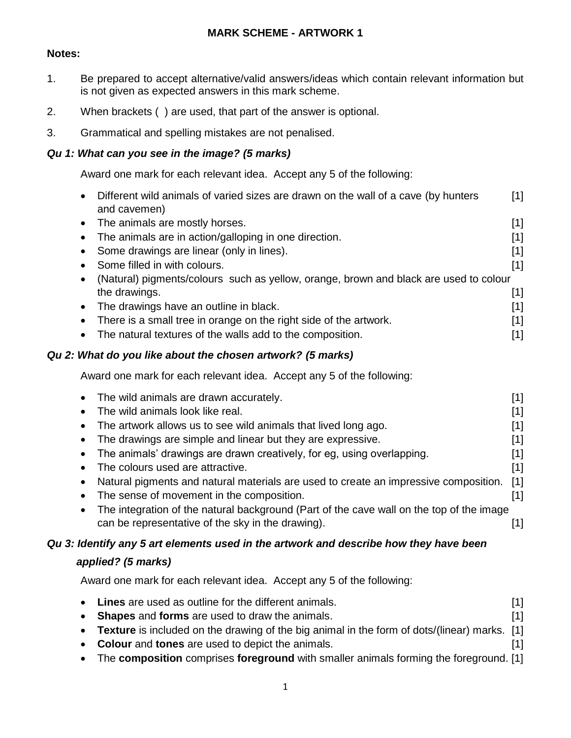# MARK SCHEME - ARTWORK 1

**Notes:**

1. Be prepared to accept alternative/valid answers/ideas which contain relevant information but is not given as expected answers in this mark scheme.
2. When brackets ( ) are used, that part of the answer is optional.
3. Grammatical and spelling mistakes are not penalised.

***Qu 1: What can you see in the image? (5 marks)***

Award one mark for each relevant idea. Accept any 5 of the following:

- Different wild animals of varied sizes are drawn on the wall of a cave (by hunters and cavemen) [1]
- The animals are mostly horses. [1]
- The animals are in action/galloping in one direction. [1]
- Some drawings are linear (only in lines). [1]
- Some filled in with colours. [1]
- (Natural) pigments/colours such as yellow, orange, brown and black are used to colour the drawings. [1]
- The drawings have an outline in black. [1]
- There is a small tree in orange on the right side of the artwork. [1]
- The natural textures of the walls add to the composition. [1]

***Qu 2: What do you like about the chosen artwork? (5 marks)***

Award one mark for each relevant idea. Accept any 5 of the following:

- The wild animals are drawn accurately. [1]
- The wild animals look like real. [1]
- The artwork allows us to see wild animals that lived long ago. [1]
- The drawings are simple and linear but they are expressive. [1]
- The animals' drawings are drawn creatively, for eg, using overlapping. [1]
- The colours used are attractive. [1]
- Natural pigments and natural materials are used to create an impressive composition. [1]
- The sense of movement in the composition. [1]
- The integration of the natural background (Part of the cave wall on the top of the image can be representative of the sky in the drawing). [1]

***Qu 3: Identify any 5 art elements used in the artwork and describe how they have been applied? (5 marks)***

Award one mark for each relevant idea. Accept any 5 of the following:

- **Lines** are used as outline for the different animals. [1]
- **Shapes** and **forms** are used to draw the animals. [1]
- **Texture** is included on the drawing of the big animal in the form of dots/(linear) marks. [1]
- **Colour** and **tones** are used to depict the animals. [1]
- The **composition** comprises **foreground** with smaller animals forming the foreground. [1]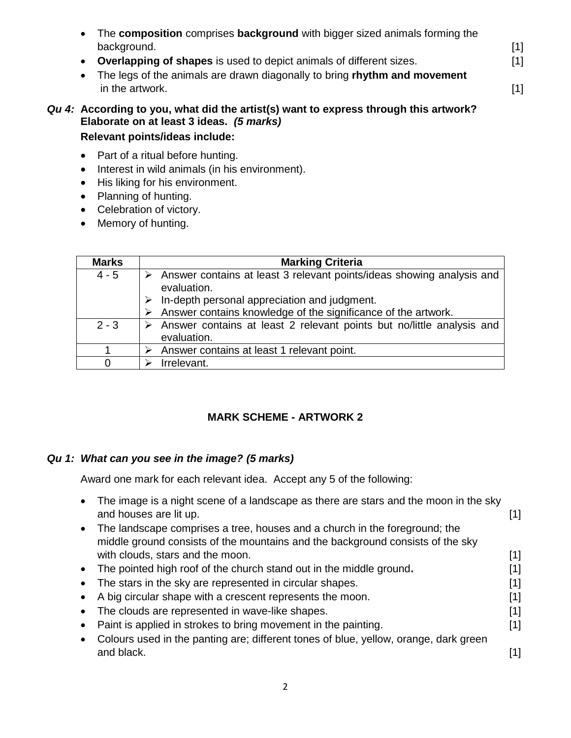- The **composition** comprises **background** with bigger sized animals forming the background. [1]
- **Overlapping of shapes** is used to depict animals of different sizes. [1]
- The legs of the animals are drawn diagonally to bring **rhythm and movement** in the artwork. [1]

***Qu 4:*** **According to you, what did the artist(s) want to express through this artwork? Elaborate on at least 3 ideas.** ***(5 marks)***

**Relevant points/ideas include:**

- Part of a ritual before hunting.
- Interest in wild animals (in his environment).
- His liking for his environment.
- Planning of hunting.
- Celebration of victory.
- Memory of hunting.

| Marks | Marking Criteria |
|---|---|
| 4 - 5 | ➢ Answer contains at least 3 relevant points/ideas showing analysis and evaluation.<br>➢ In-depth personal appreciation and judgment.<br>➢ Answer contains knowledge of the significance of the artwork. |
| 2 - 3 | ➢ Answer contains at least 2 relevant points but no/little analysis and evaluation. |
| 1 | ➢ Answer contains at least 1 relevant point. |
| 0 | ➢ Irrelevant. |

## MARK SCHEME - ARTWORK 2

***Qu 1: What can you see in the image? (5 marks)***

Award one mark for each relevant idea. Accept any 5 of the following:

- The image is a night scene of a landscape as there are stars and the moon in the sky and houses are lit up. [1]
- The landscape comprises a tree, houses and a church in the foreground; the middle ground consists of the mountains and the background consists of the sky with clouds, stars and the moon. [1]
- The pointed high roof of the church stand out in the middle ground**.** [1]
- The stars in the sky are represented in circular shapes. [1]
- A big circular shape with a crescent represents the moon. [1]
- The clouds are represented in wave-like shapes. [1]
- Paint is applied in strokes to bring movement in the painting. [1]
- Colours used in the panting are; different tones of blue, yellow, orange, dark green and black. [1]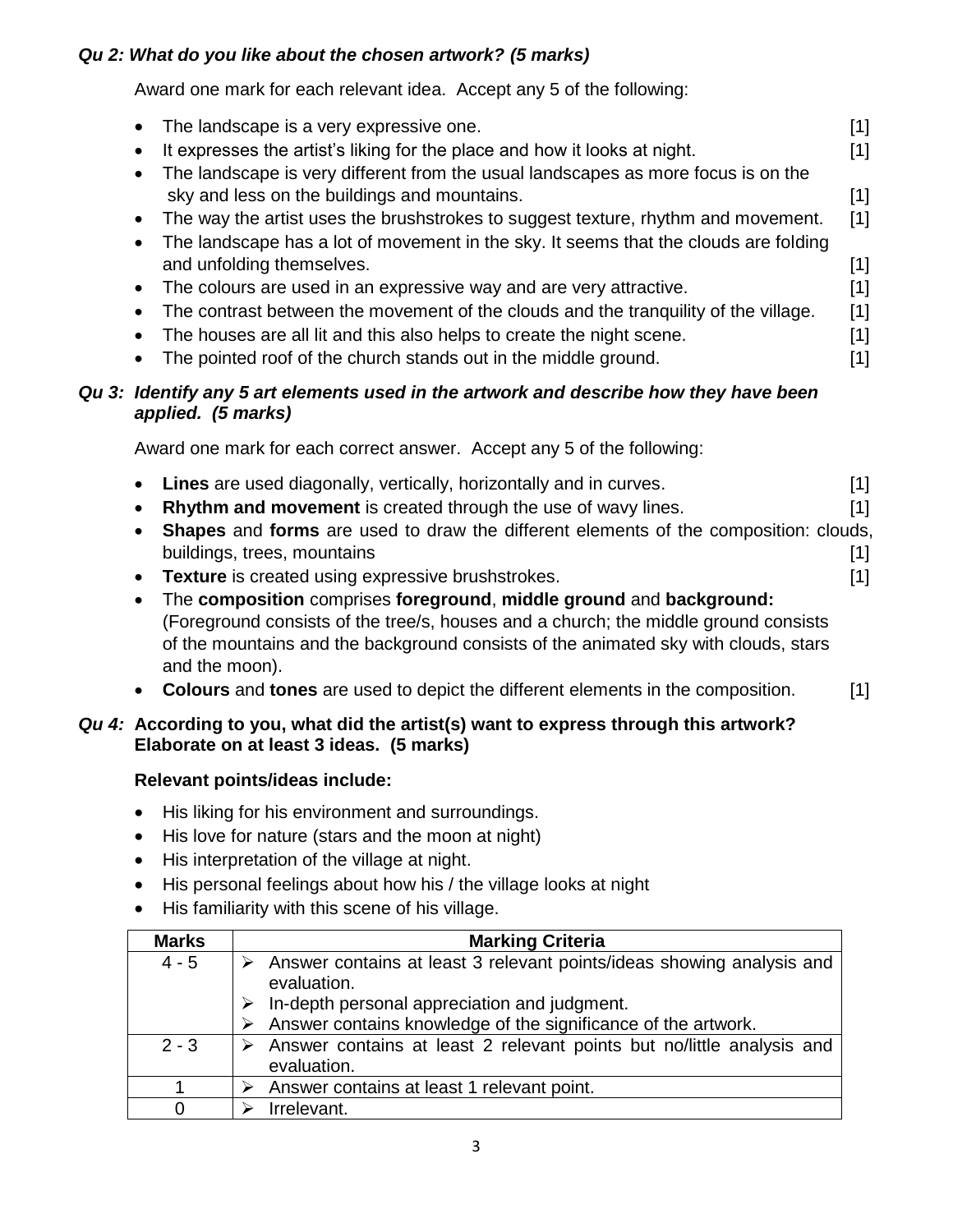***Qu 2: What do you like about the chosen artwork? (5 marks)***

Award one mark for each relevant idea. Accept any 5 of the following:

- The landscape is a very expressive one. [1]
- It expresses the artist's liking for the place and how it looks at night. [1]
- The landscape is very different from the usual landscapes as more focus is on the sky and less on the buildings and mountains. [1]
- The way the artist uses the brushstrokes to suggest texture, rhythm and movement. [1]
- The landscape has a lot of movement in the sky. It seems that the clouds are folding and unfolding themselves. [1]
- The colours are used in an expressive way and are very attractive. [1]
- The contrast between the movement of the clouds and the tranquility of the village. [1]
- The houses are all lit and this also helps to create the night scene. [1]
- The pointed roof of the church stands out in the middle ground. [1]

***Qu 3: Identify any 5 art elements used in the artwork and describe how they have been applied. (5 marks)***

Award one mark for each correct answer. Accept any 5 of the following:

- **Lines** are used diagonally, vertically, horizontally and in curves. [1]
- **Rhythm and movement** is created through the use of wavy lines. [1]
- **Shapes** and **forms** are used to draw the different elements of the composition: clouds, buildings, trees, mountains [1]
- **Texture** is created using expressive brushstrokes. [1]
- The **composition** comprises **foreground**, **middle ground** and **background:** (Foreground consists of the tree/s, houses and a church; the middle ground consists of the mountains and the background consists of the animated sky with clouds, stars and the moon).
- **Colours** and **tones** are used to depict the different elements in the composition. [1]

***Qu 4:* According to you, what did the artist(s) want to express through this artwork? Elaborate on at least 3 ideas. (5 marks)**

**Relevant points/ideas include:**

- His liking for his environment and surroundings.
- His love for nature (stars and the moon at night)
- His interpretation of the village at night.
- His personal feelings about how his / the village looks at night
- His familiarity with this scene of his village.

| Marks | Marking Criteria |
| --- | --- |
| 4 - 5 | ➢ Answer contains at least 3 relevant points/ideas showing analysis and evaluation. ➢ In-depth personal appreciation and judgment. ➢ Answer contains knowledge of the significance of the artwork. |
| 2 - 3 | ➢ Answer contains at least 2 relevant points but no/little analysis and evaluation. |
| 1 | ➢ Answer contains at least 1 relevant point. |
| 0 | ➢ Irrelevant. |